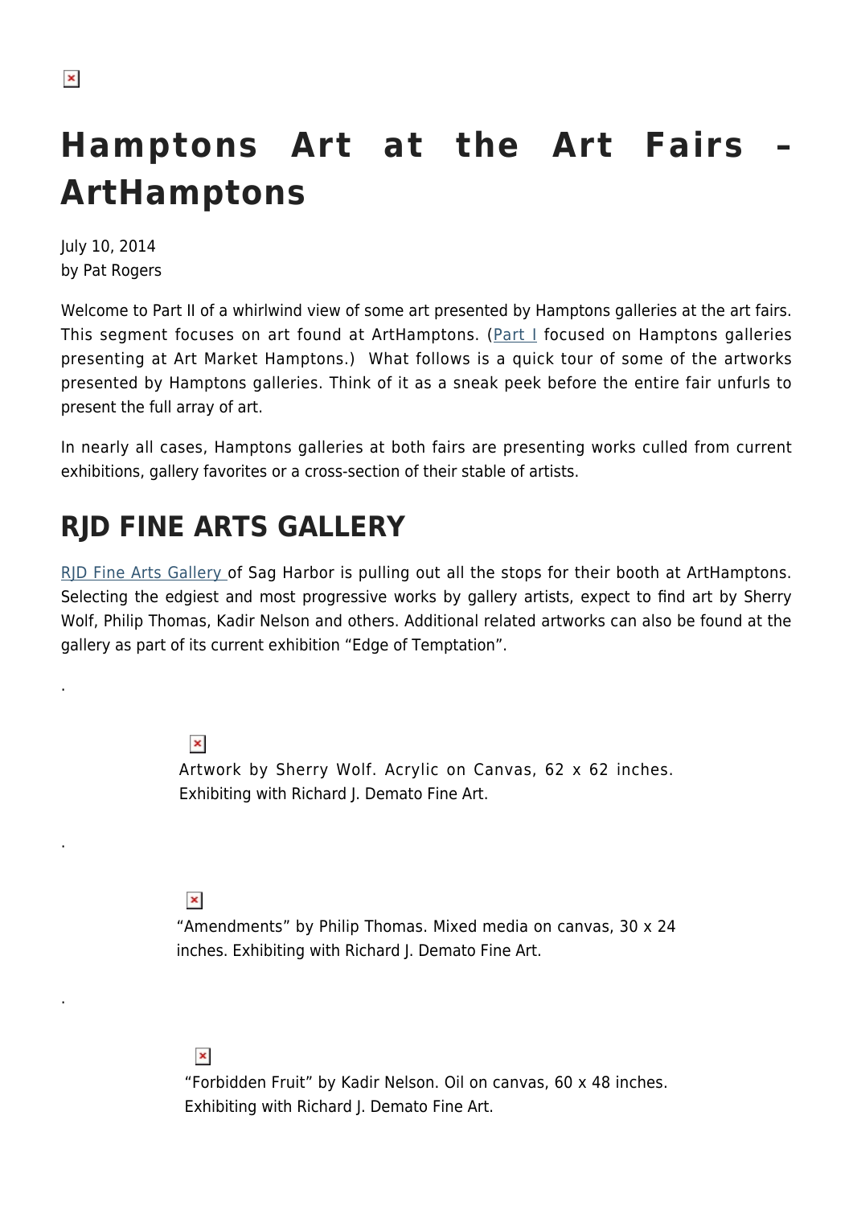# Hamptons Art at the Art Fairs – ArtHamptons

July 10, 2014
by Pat Rogers

Welcome to Part II of a whirlwind view of some art presented by Hamptons galleries at the art fairs. This segment focuses on art found at ArtHamptons. (Part I focused on Hamptons galleries presenting at Art Market Hamptons.) What follows is a quick tour of some of the artworks presented by Hamptons galleries. Think of it as a sneak peek before the entire fair unfurls to present the full array of art.

In nearly all cases, Hamptons galleries at both fairs are presenting works culled from current exhibitions, gallery favorites or a cross-section of their stable of artists.

## RJD FINE ARTS GALLERY

RJD Fine Arts Gallery of Sag Harbor is pulling out all the stops for their booth at ArtHamptons. Selecting the edgiest and most progressive works by gallery artists, expect to find art by Sherry Wolf, Philip Thomas, Kadir Nelson and others. Additional related artworks can also be found at the gallery as part of its current exhibition "Edge of Temptation".

.

Artwork by Sherry Wolf. Acrylic on Canvas, 62 x 62 inches. Exhibiting with Richard J. Demato Fine Art.

.

"Amendments" by Philip Thomas. Mixed media on canvas, 30 x 24 inches. Exhibiting with Richard J. Demato Fine Art.

.

"Forbidden Fruit" by Kadir Nelson. Oil on canvas, 60 x 48 inches. Exhibiting with Richard J. Demato Fine Art.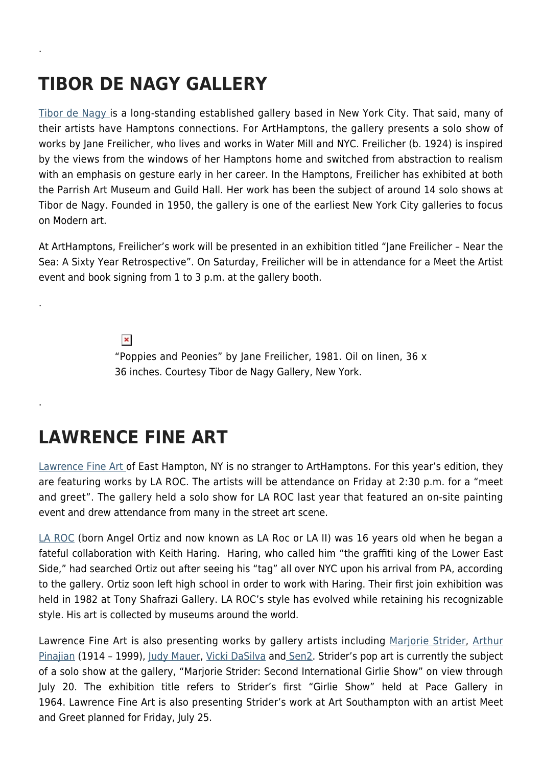.

## TIBOR DE NAGY GALLERY

Tibor de Nagy is a long-standing established gallery based in New York City. That said, many of their artists have Hamptons connections. For ArtHamptons, the gallery presents a solo show of works by Jane Freilicher, who lives and works in Water Mill and NYC. Freilicher (b. 1924) is inspired by the views from the windows of her Hamptons home and switched from abstraction to realism with an emphasis on gesture early in her career. In the Hamptons, Freilicher has exhibited at both the Parrish Art Museum and Guild Hall. Her work has been the subject of around 14 solo shows at Tibor de Nagy. Founded in 1950, the gallery is one of the earliest New York City galleries to focus on Modern art.

At ArtHamptons, Freilicher's work will be presented in an exhibition titled "Jane Freilicher – Near the Sea: A Sixty Year Retrospective". On Saturday, Freilicher will be in attendance for a Meet the Artist event and book signing from 1 to 3 p.m. at the gallery booth.

.

"Poppies and Peonies" by Jane Freilicher, 1981. Oil on linen, 36 x 36 inches. Courtesy Tibor de Nagy Gallery, New York.

.

## LAWRENCE FINE ART

Lawrence Fine Art of East Hampton, NY is no stranger to ArtHamptons. For this year's edition, they are featuring works by LA ROC. The artists will be attendance on Friday at 2:30 p.m. for a "meet and greet". The gallery held a solo show for LA ROC last year that featured an on-site painting event and drew attendance from many in the street art scene.

LA ROC (born Angel Ortiz and now known as LA Roc or LA II) was 16 years old when he began a fateful collaboration with Keith Haring. Haring, who called him "the graffiti king of the Lower East Side," had searched Ortiz out after seeing his "tag" all over NYC upon his arrival from PA, according to the gallery. Ortiz soon left high school in order to work with Haring. Their first join exhibition was held in 1982 at Tony Shafrazi Gallery. LA ROC's style has evolved while retaining his recognizable style. His art is collected by museums around the world.

Lawrence Fine Art is also presenting works by gallery artists including Marjorie Strider, Arthur Pinajian (1914 – 1999), Judy Mauer, Vicki DaSilva and Sen2. Strider's pop art is currently the subject of a solo show at the gallery, "Marjorie Strider: Second International Girlie Show" on view through July 20. The exhibition title refers to Strider's first "Girlie Show" held at Pace Gallery in 1964. Lawrence Fine Art is also presenting Strider's work at Art Southampton with an artist Meet and Greet planned for Friday, July 25.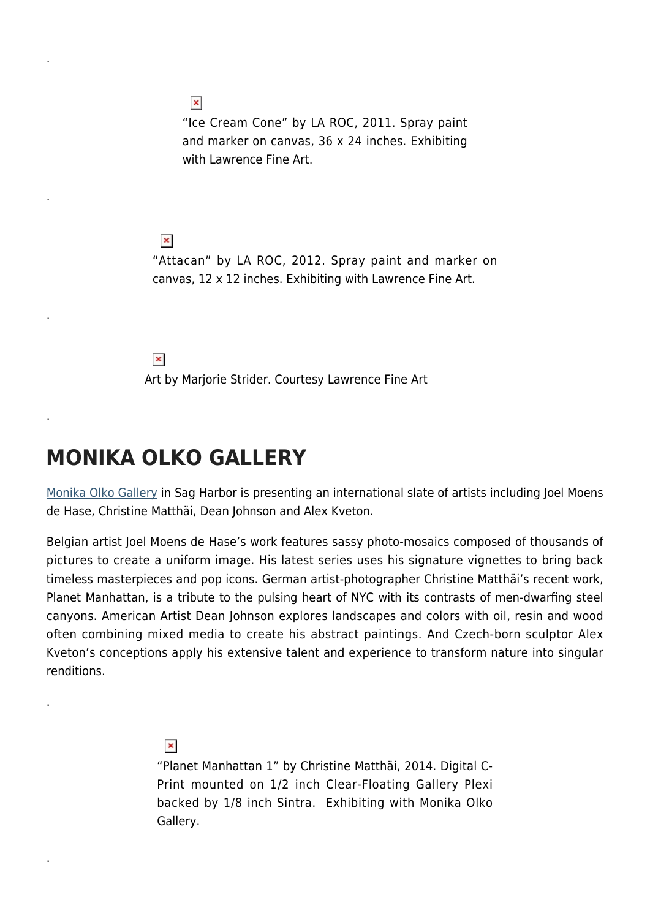.

“Ice Cream Cone” by LA ROC, 2011. Spray paint and marker on canvas, 36 x 24 inches. Exhibiting with Lawrence Fine Art.

.

“Attacan” by LA ROC, 2012. Spray paint and marker on canvas, 12 x 12 inches. Exhibiting with Lawrence Fine Art.

.

Art by Marjorie Strider. Courtesy Lawrence Fine Art

.

## MONIKA OLKO GALLERY

Monika Olko Gallery in Sag Harbor is presenting an international slate of artists including Joel Moens de Hase, Christine Matthäi, Dean Johnson and Alex Kveton.

Belgian artist Joel Moens de Hase’s work features sassy photo-mosaics composed of thousands of pictures to create a uniform image. His latest series uses his signature vignettes to bring back timeless masterpieces and pop icons. German artist-photographer Christine Matthäi’s recent work, Planet Manhattan, is a tribute to the pulsing heart of NYC with its contrasts of men-dwarfing steel canyons. American Artist Dean Johnson explores landscapes and colors with oil, resin and wood often combining mixed media to create his abstract paintings. And Czech-born sculptor Alex Kveton’s conceptions apply his extensive talent and experience to transform nature into singular renditions.

.

“Planet Manhattan 1” by Christine Matthäi, 2014. Digital C-Print mounted on 1/2 inch Clear-Floating Gallery Plexi backed by 1/8 inch Sintra. Exhibiting with Monika Olko Gallery.

.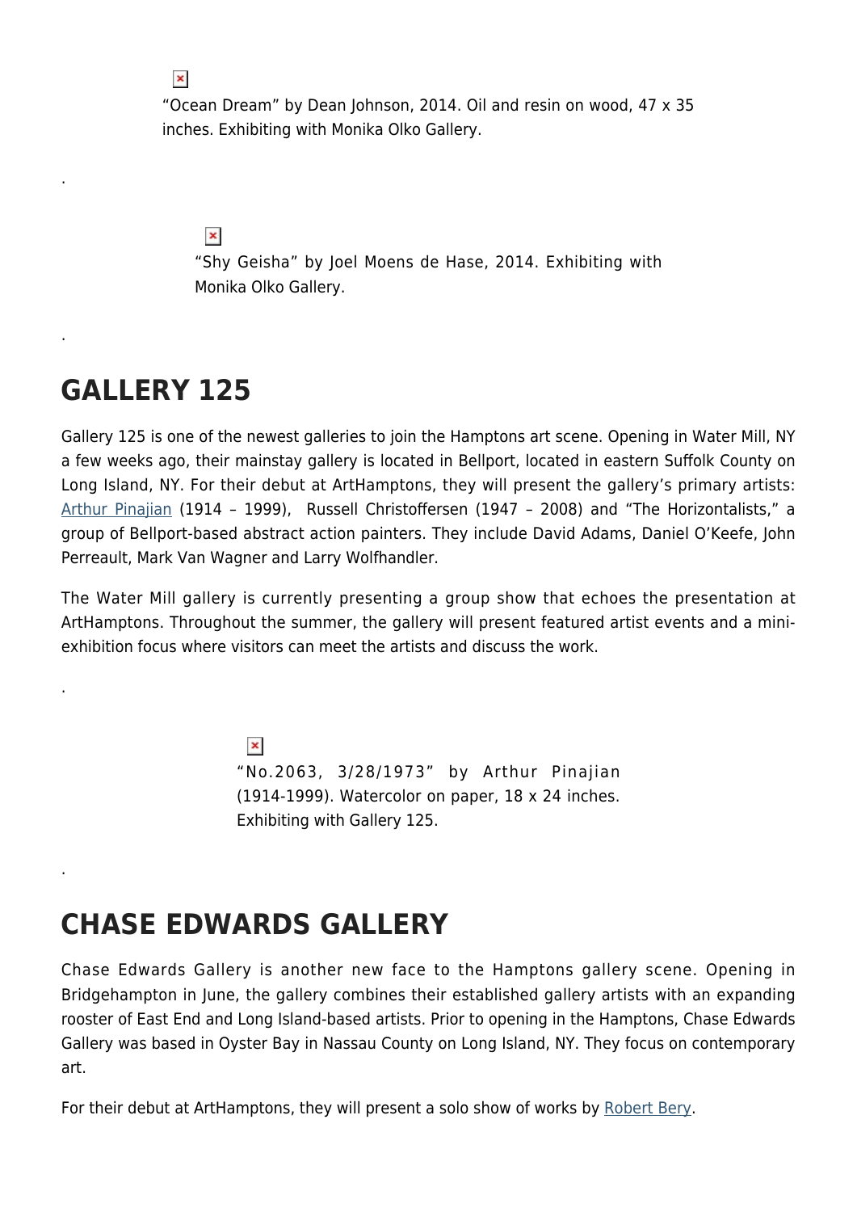"Ocean Dream" by Dean Johnson, 2014. Oil and resin on wood, 47 x 35 inches. Exhibiting with Monika Olko Gallery.

.

"Shy Geisha" by Joel Moens de Hase, 2014. Exhibiting with Monika Olko Gallery.

.

## GALLERY 125

Gallery 125 is one of the newest galleries to join the Hamptons art scene. Opening in Water Mill, NY a few weeks ago, their mainstay gallery is located in Bellport, located in eastern Suffolk County on Long Island, NY. For their debut at ArtHamptons, they will present the gallery's primary artists: Arthur Pinajian (1914 – 1999), Russell Christoffersen (1947 – 2008) and "The Horizontalists," a group of Bellport-based abstract action painters. They include David Adams, Daniel O'Keefe, John Perreault, Mark Van Wagner and Larry Wolfhandler.

The Water Mill gallery is currently presenting a group show that echoes the presentation at ArtHamptons. Throughout the summer, the gallery will present featured artist events and a mini-exhibition focus where visitors can meet the artists and discuss the work.

.

"No.2063, 3/28/1973" by Arthur Pinajian (1914-1999). Watercolor on paper, 18 x 24 inches. Exhibiting with Gallery 125.

.

## CHASE EDWARDS GALLERY

Chase Edwards Gallery is another new face to the Hamptons gallery scene. Opening in Bridgehampton in June, the gallery combines their established gallery artists with an expanding rooster of East End and Long Island-based artists. Prior to opening in the Hamptons, Chase Edwards Gallery was based in Oyster Bay in Nassau County on Long Island, NY. They focus on contemporary art.

For their debut at ArtHamptons, they will present a solo show of works by Robert Bery.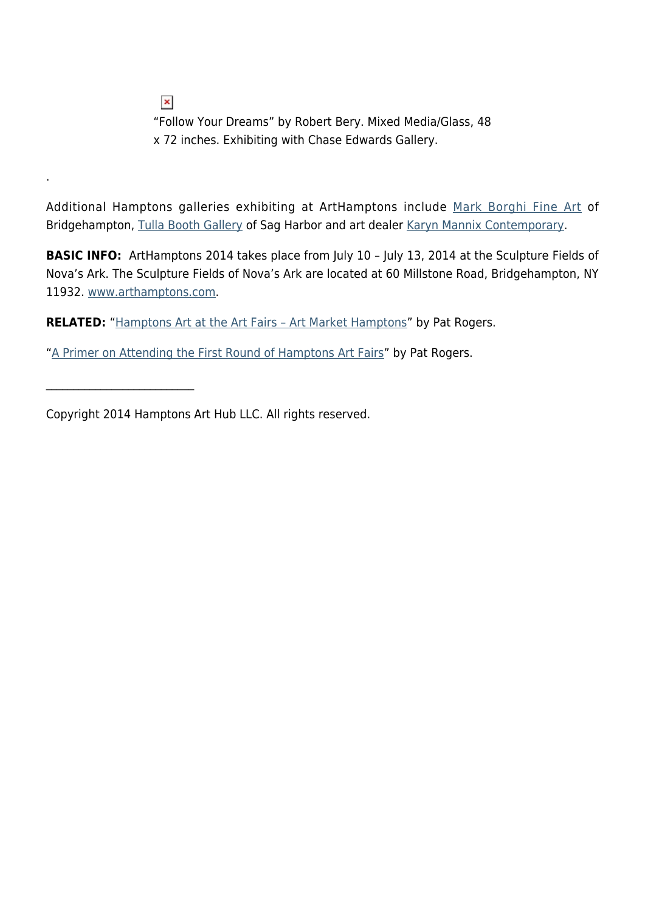"Follow Your Dreams" by Robert Bery. Mixed Media/Glass, 48 x 72 inches. Exhibiting with Chase Edwards Gallery.

.

Additional Hamptons galleries exhibiting at ArtHamptons include Mark Borghi Fine Art of Bridgehampton, Tulla Booth Gallery of Sag Harbor and art dealer Karyn Mannix Contemporary.

**BASIC INFO:** ArtHamptons 2014 takes place from July 10 – July 13, 2014 at the Sculpture Fields of Nova's Ark. The Sculpture Fields of Nova's Ark are located at 60 Millstone Road, Bridgehampton, NY 11932. www.arthamptons.com.

**RELATED:** "Hamptons Art at the Art Fairs – Art Market Hamptons" by Pat Rogers.

"A Primer on Attending the First Round of Hamptons Art Fairs" by Pat Rogers.

---

Copyright 2014 Hamptons Art Hub LLC. All rights reserved.